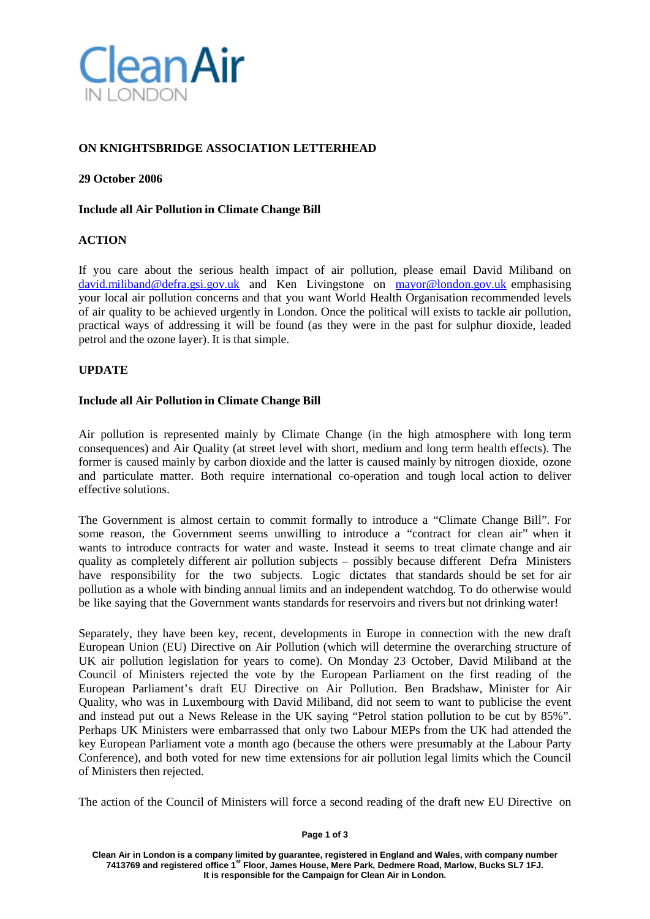Clean Air IN LONDON

**ON KNIGHTSBRIDGE ASSOCIATION LETTERHEAD**

**29 October 2006**

**Include all Air Pollution in Climate Change Bill**

**ACTION**

If you care about the serious health impact of air pollution, please email David Miliband on david.miliband@defra.gsi.gov.uk and Ken Livingstone on mayor@london.gov.uk emphasising your local air pollution concerns and that you want World Health Organisation recommended levels of air quality to be achieved urgently in London. Once the political will exists to tackle air pollution, practical ways of addressing it will be found (as they were in the past for sulphur dioxide, leaded petrol and the ozone layer). It is that simple.

**UPDATE**

**Include all Air Pollution in Climate Change Bill**

Air pollution is represented mainly by Climate Change (in the high atmosphere with long term consequences) and Air Quality (at street level with short, medium and long term health effects). The former is caused mainly by carbon dioxide and the latter is caused mainly by nitrogen dioxide, ozone and particulate matter. Both require international co-operation and tough local action to deliver effective solutions.

The Government is almost certain to commit formally to introduce a "Climate Change Bill". For some reason, the Government seems unwilling to introduce a "contract for clean air" when it wants to introduce contracts for water and waste. Instead it seems to treat climate change and air quality as completely different air pollution subjects – possibly because different Defra Ministers have responsibility for the two subjects. Logic dictates that standards should be set for air pollution as a whole with binding annual limits and an independent watchdog. To do otherwise would be like saying that the Government wants standards for reservoirs and rivers but not drinking water!

Separately, they have been key, recent, developments in Europe in connection with the new draft European Union (EU) Directive on Air Pollution (which will determine the overarching structure of UK air pollution legislation for years to come). On Monday 23 October, David Miliband at the Council of Ministers rejected the vote by the European Parliament on the first reading of the European Parliament's draft EU Directive on Air Pollution. Ben Bradshaw, Minister for Air Quality, who was in Luxembourg with David Miliband, did not seem to want to publicise the event and instead put out a News Release in the UK saying "Petrol station pollution to be cut by 85%". Perhaps UK Ministers were embarrassed that only two Labour MEPs from the UK had attended the key European Parliament vote a month ago (because the others were presumably at the Labour Party Conference), and both voted for new time extensions for air pollution legal limits which the Council of Ministers then rejected.

The action of the Council of Ministers will force a second reading of the draft new EU Directive on

Clean Air in London is a company limited by guarantee, registered in England and Wales, with company number 7413769 and registered office 1st Floor, James House, Mere Park, Dedmere Road, Marlow, Bucks SL7 1FJ. It is responsible for the Campaign for Clean Air in London.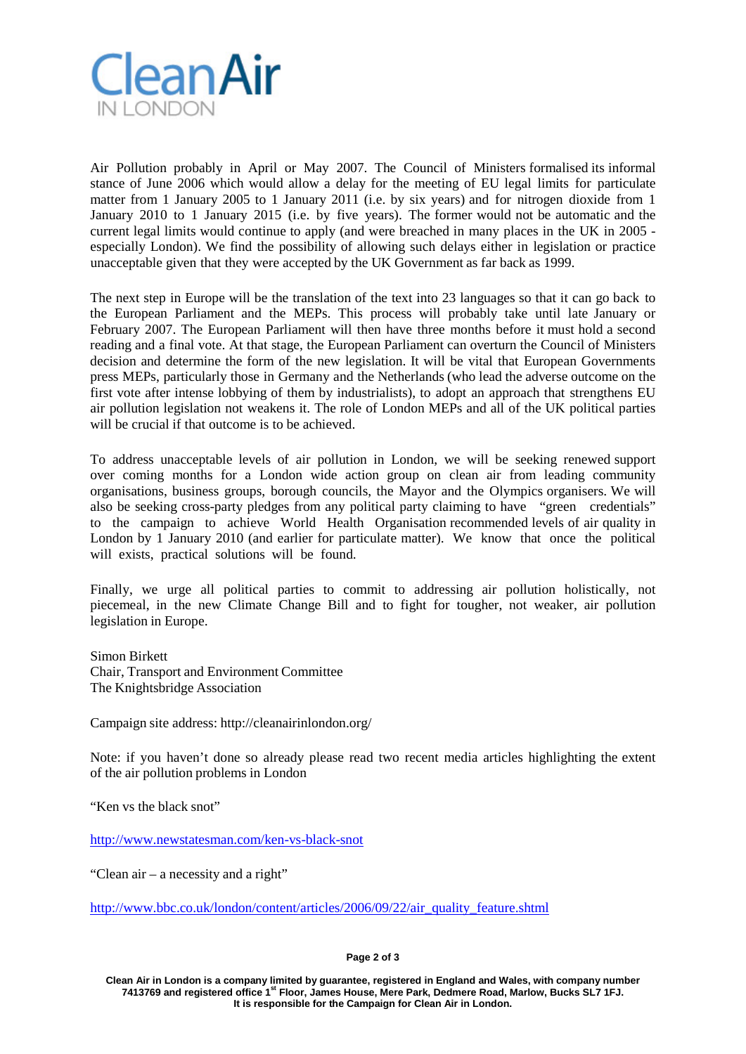Air Pollution probably in April or May 2007. The Council of Ministers formalised its informal stance of June 2006 which would allow a delay for the meeting of EU legal limits for particulate matter from 1 January 2005 to 1 January 2011 (i.e. by six years) and for nitrogen dioxide from 1 January 2010 to 1 January 2015 (i.e. by five years). The former would not be automatic and the current legal limits would continue to apply (and were breached in many places in the UK in 2005 - especially London). We find the possibility of allowing such delays either in legislation or practice unacceptable given that they were accepted by the UK Government as far back as 1999.

The next step in Europe will be the translation of the text into 23 languages so that it can go back to the European Parliament and the MEPs. This process will probably take until late January or February 2007. The European Parliament will then have three months before it must hold a second reading and a final vote. At that stage, the European Parliament can overturn the Council of Ministers decision and determine the form of the new legislation. It will be vital that European Governments press MEPs, particularly those in Germany and the Netherlands (who lead the adverse outcome on the first vote after intense lobbying of them by industrialists), to adopt an approach that strengthens EU air pollution legislation not weakens it. The role of London MEPs and all of the UK political parties will be crucial if that outcome is to be achieved.

To address unacceptable levels of air pollution in London, we will be seeking renewed support over coming months for a London wide action group on clean air from leading community organisations, business groups, borough councils, the Mayor and the Olympics organisers. We will also be seeking cross-party pledges from any political party claiming to have "green credentials" to the campaign to achieve World Health Organisation recommended levels of air quality in London by 1 January 2010 (and earlier for particulate matter). We know that once the political will exists, practical solutions will be found.

Finally, we urge all political parties to commit to addressing air pollution holistically, not piecemeal, in the new Climate Change Bill and to fight for tougher, not weaker, air pollution legislation in Europe.

Simon Birkett
Chair, Transport and Environment Committee
The Knightsbridge Association

Campaign site address: http://cleanairinlondon.org/

Note: if you haven't done so already please read two recent media articles highlighting the extent of the air pollution problems in London

"Ken vs the black snot"

http://www.newstatesman.com/ken-vs-black-snot

"Clean air – a necessity and a right"

http://www.bbc.co.uk/london/content/articles/2006/09/22/air_quality_feature.shtml

**Clean Air in London is a company limited by guarantee, registered in England and Wales, with company number 7413769 and registered office 1st Floor, James House, Mere Park, Dedmere Road, Marlow, Bucks SL7 1FJ. It is responsible for the Campaign for Clean Air in London.**